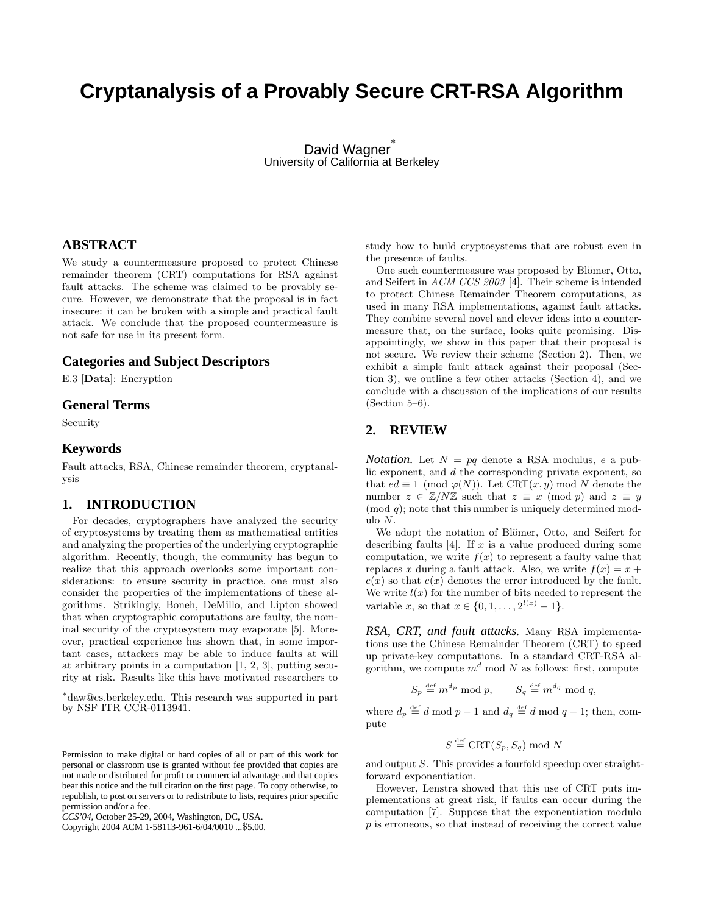# Cryptanalysis of a Provably Secure CRT-RSA Algorithm

David Wagner[*]
University of California at Berkeley

## ABSTRACT

We study a countermeasure proposed to protect Chinese remainder theorem (CRT) computations for RSA against fault attacks. The scheme was claimed to be provably secure. However, we demonstrate that the proposal is in fact insecure: it can be broken with a simple and practical fault attack. We conclude that the proposed countermeasure is not safe for use in its present form.

## Categories and Subject Descriptors

E.3 [**Data**]: Encryption

## General Terms

Security

## Keywords

Fault attacks, RSA, Chinese remainder theorem, cryptanalysis

## 1. INTRODUCTION

For decades, cryptographers have analyzed the security of cryptosystems by treating them as mathematical entities and analyzing the properties of the underlying cryptographic algorithm. Recently, though, the community has begun to realize that this approach overlooks some important considerations: to ensure security in practice, one must also consider the properties of the implementations of these algorithms. Strikingly, Boneh, DeMillo, and Lipton showed that when cryptographic computations are faulty, the nominal security of the cryptosystem may evaporate [5]. Moreover, practical experience has shown that, in some important cases, attackers may be able to induce faults at will at arbitrary points in a computation [1, 2, 3], putting security at risk. Results like this have motivated researchers to study how to build cryptosystems that are robust even in the presence of faults.

One such countermeasure was proposed by Blömer, Otto, and Seifert in *ACM CCS 2003* [4]. Their scheme is intended to protect Chinese Remainder Theorem computations, as used in many RSA implementations, against fault attacks. They combine several novel and clever ideas into a countermeasure that, on the surface, looks quite promising. Disappointingly, we show in this paper that their proposal is not secure. We review their scheme (Section 2). Then, we exhibit a simple fault attack against their proposal (Section 3), we outline a few other attacks (Section 4), and we conclude with a discussion of the implications of our results (Section 5–6).

[*]daw@cs.berkeley.edu. This research was supported in part by NSF ITR CCR-0113941.

Permission to make digital or hard copies of all or part of this work for personal or classroom use is granted without fee provided that copies are not made or distributed for profit or commercial advantage and that copies bear this notice and the full citation on the first page. To copy otherwise, to republish, to post on servers or to redistribute to lists, requires prior specific permission and/or a fee.
*CCS'04*, October 25-29, 2004, Washington, DC, USA.
Copyright 2004 ACM 1-58113-961-6/04/0010 ...$5.00.

## 2. REVIEW

***Notation.*** Let $N = pq$ denote a RSA modulus, $e$ a public exponent, and $d$ the corresponding private exponent, so that $ed \equiv 1 \pmod{\varphi(N)}$. Let $\mathrm{CRT}(x, y) \bmod N$ denote the number $z \in \mathbb{Z}/N\mathbb{Z}$ such that $z \equiv x \pmod p$ and $z \equiv y \pmod q$; note that this number is uniquely determined modulo $N$.

We adopt the notation of Blömer, Otto, and Seifert for describing faults [4]. If $x$ is a value produced during some computation, we write $f(x)$ to represent a faulty value that replaces $x$ during a fault attack. Also, we write $f(x) = x + e(x)$ so that $e(x)$ denotes the error introduced by the fault. We write $l(x)$ for the number of bits needed to represent the variable $x$, so that $x \in \{0, 1, \ldots, 2^{l(x)} - 1\}$.

***RSA, CRT, and fault attacks.*** Many RSA implementations use the Chinese Remainder Theorem (CRT) to speed up private-key computations. In a standard CRT-RSA algorithm, we compute $m^d \bmod N$ as follows: first, compute

$$S_p \stackrel{\text{def}}{=} m^{d_p} \bmod p, \qquad S_q \stackrel{\text{def}}{=} m^{d_q} \bmod q,$$

where $d_p \stackrel{\text{def}}{=} d \bmod p - 1$ and $d_q \stackrel{\text{def}}{=} d \bmod q - 1$; then, compute

$$S \stackrel{\text{def}}{=} \mathrm{CRT}(S_p, S_q) \bmod N$$

and output $S$. This provides a fourfold speedup over straightforward exponentiation.

However, Lenstra showed that this use of CRT puts implementations at great risk, if faults can occur during the computation [7]. Suppose that the exponentiation modulo $p$ is erroneous, so that instead of receiving the correct value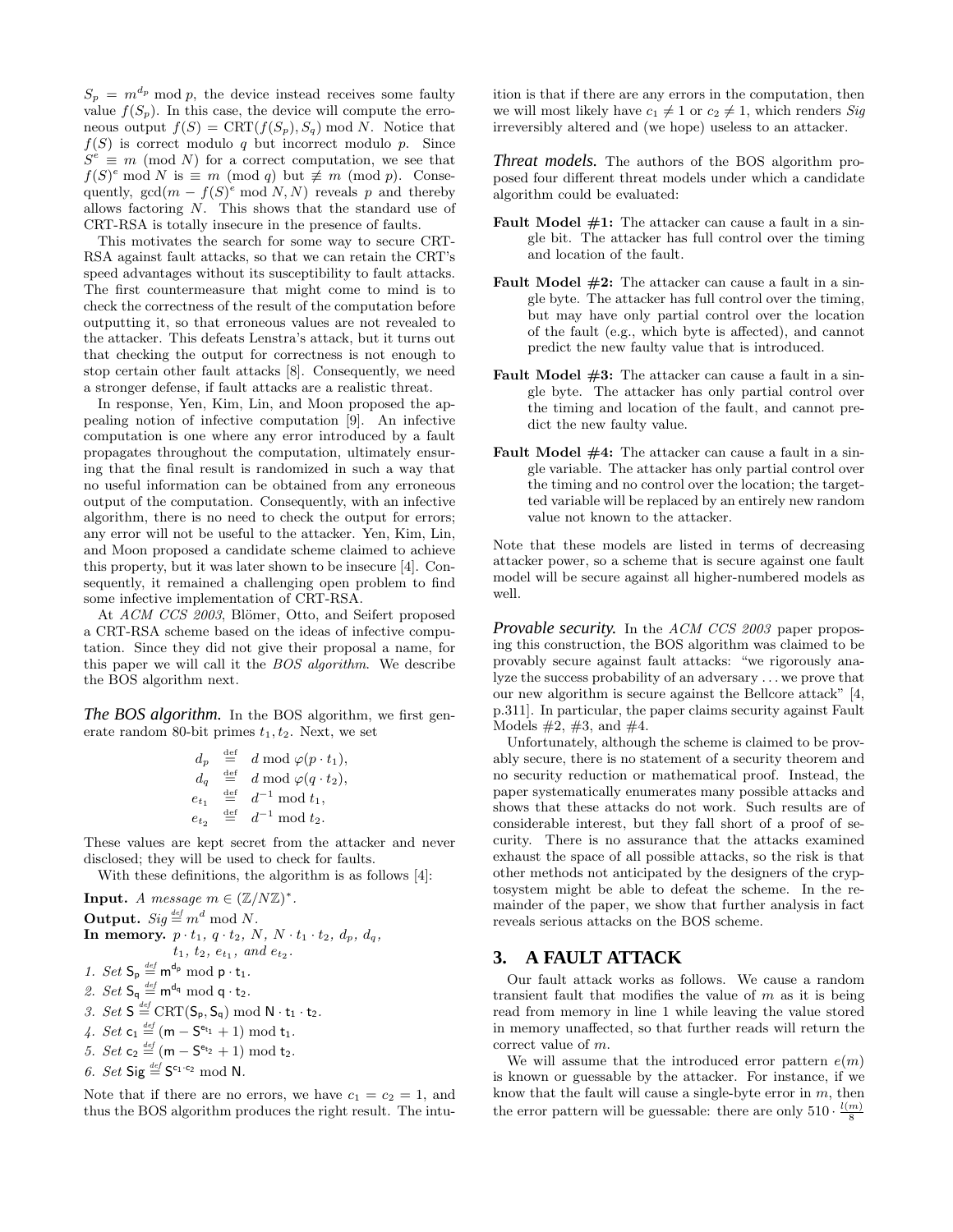$S_p = m^{d_p} \bmod p$, the device instead receives some faulty value $f(S_p)$. In this case, the device will compute the erroneous output $f(S) = \mathrm{CRT}(f(S_p), S_q) \bmod N$. Notice that $f(S)$ is correct modulo $q$ but incorrect modulo $p$. Since $S^e \equiv m \pmod{N}$ for a correct computation, we see that $f(S)^e \bmod N$ is $\equiv m \pmod{q}$ but $\not\equiv m \pmod{p}$. Consequently, $\gcd(m - f(S)^e \bmod N, N)$ reveals $p$ and thereby allows factoring $N$. This shows that the standard use of CRT-RSA is totally insecure in the presence of faults.

This motivates the search for some way to secure CRT-RSA against fault attacks, so that we can retain the CRT's speed advantages without its susceptibility to fault attacks. The first countermeasure that might come to mind is to check the correctness of the result of the computation before outputting it, so that erroneous values are not revealed to the attacker. This defeats Lenstra's attack, but it turns out that checking the output for correctness is not enough to stop certain other fault attacks [8]. Consequently, we need a stronger defense, if fault attacks are a realistic threat.

In response, Yen, Kim, Lin, and Moon proposed the appealing notion of infective computation [9]. An infective computation is one where any error introduced by a fault propagates throughout the computation, ultimately ensuring that the final result is randomized in such a way that no useful information can be obtained from any erroneous output of the computation. Consequently, with an infective algorithm, there is no need to check the output for errors; any error will not be useful to the attacker. Yen, Kim, Lin, and Moon proposed a candidate scheme claimed to achieve this property, but it was later shown to be insecure [4]. Consequently, it remained a challenging open problem to find some infective implementation of CRT-RSA.

At *ACM CCS 2003*, Blömer, Otto, and Seifert proposed a CRT-RSA scheme based on the ideas of infective computation. Since they did not give their proposal a name, for this paper we will call it the *BOS algorithm*. We describe the BOS algorithm next.

***The BOS algorithm.*** In the BOS algorithm, we first generate random 80-bit primes $t_1, t_2$. Next, we set

$$
\begin{aligned}
d_p &\stackrel{\text{def}}{=} d \bmod \varphi(p \cdot t_1), \\
d_q &\stackrel{\text{def}}{=} d \bmod \varphi(q \cdot t_2), \\
e_{t_1} &\stackrel{\text{def}}{=} d^{-1} \bmod t_1, \\
e_{t_2} &\stackrel{\text{def}}{=} d^{-1} \bmod t_2.
\end{aligned}
$$

These values are kept secret from the attacker and never disclosed; they will be used to check for faults.

With these definitions, the algorithm is as follows [4]:

**Input.** *A message* $m \in (\mathbb{Z}/N\mathbb{Z})^*$.
**Output.** $Sig \stackrel{def}{=} m^d \bmod N$.
**In memory.** $p \cdot t_1$, $q \cdot t_2$, $N$, $N \cdot t_1 \cdot t_2$, $d_p$, $d_q$, $t_1$, $t_2$, $e_{t_1}$, *and* $e_{t_2}$.

1. *Set* $\mathsf{S_p} \stackrel{def}{=} \mathsf{m}^{\mathsf{d_p}} \bmod \mathsf{p} \cdot \mathsf{t_1}$.
2. *Set* $\mathsf{S_q} \stackrel{def}{=} \mathsf{m}^{\mathsf{d_q}} \bmod \mathsf{q} \cdot \mathsf{t_2}$.
3. *Set* $\mathsf{S} \stackrel{def}{=} \mathrm{CRT}(\mathsf{S_p}, \mathsf{S_q}) \bmod \mathsf{N} \cdot \mathsf{t_1} \cdot \mathsf{t_2}$.
4. *Set* $\mathsf{c_1} \stackrel{def}{=} (\mathsf{m} - \mathsf{S}^{\mathsf{e_{t_1}}} + 1) \bmod \mathsf{t_1}$.
5. *Set* $\mathsf{c_2} \stackrel{def}{=} (\mathsf{m} - \mathsf{S}^{\mathsf{e_{t_2}}} + 1) \bmod \mathsf{t_2}$.
6. *Set* $\mathsf{Sig} \stackrel{def}{=} \mathsf{S}^{\mathsf{c_1} \cdot \mathsf{c_2}} \bmod \mathsf{N}$.

Note that if there are no errors, we have $c_1 = c_2 = 1$, and thus the BOS algorithm produces the right result. The intuition is that if there are any errors in the computation, then we will most likely have $c_1 \neq 1$ or $c_2 \neq 1$, which renders $Sig$ irreversibly altered and (we hope) useless to an attacker.

***Threat models.*** The authors of the BOS algorithm proposed four different threat models under which a candidate algorithm could be evaluated:

**Fault Model #1:** The attacker can cause a fault in a single bit. The attacker has full control over the timing and location of the fault.

**Fault Model #2:** The attacker can cause a fault in a single byte. The attacker has full control over the timing, but may have only partial control over the location of the fault (e.g., which byte is affected), and cannot predict the new faulty value that is introduced.

**Fault Model #3:** The attacker can cause a fault in a single byte. The attacker has only partial control over the timing and location of the fault, and cannot predict the new faulty value.

**Fault Model #4:** The attacker can cause a fault in a single variable. The attacker has only partial control over the timing and no control over the location; the targetted variable will be replaced by an entirely new random value not known to the attacker.

Note that these models are listed in terms of decreasing attacker power, so a scheme that is secure against one fault model will be secure against all higher-numbered models as well.

***Provable security.*** In the *ACM CCS 2003* paper proposing this construction, the BOS algorithm was claimed to be provably secure against fault attacks: "we rigorously analyze the success probability of an adversary ... we prove that our new algorithm is secure against the Bellcore attack" [4, p.311]. In particular, the paper claims security against Fault Models #2, #3, and #4.

Unfortunately, although the scheme is claimed to be provably secure, there is no statement of a security theorem and no security reduction or mathematical proof. Instead, the paper systematically enumerates many possible attacks and shows that these attacks do not work. Such results are of considerable interest, but they fall short of a proof of security. There is no assurance that the attacks examined exhaust the space of all possible attacks, so the risk is that other methods not anticipated by the designers of the cryptosystem might be able to defeat the scheme. In the remainder of the paper, we show that further analysis in fact reveals serious attacks on the BOS scheme.

## 3. A FAULT ATTACK

Our fault attack works as follows. We cause a random transient fault that modifies the value of $m$ as it is being read from memory in line 1 while leaving the value stored in memory unaffected, so that further reads will return the correct value of $m$.

We will assume that the introduced error pattern $e(m)$ is known or guessable by the attacker. For instance, if we know that the fault will cause a single-byte error in $m$, then the error pattern will be guessable: there are only $510 \cdot \frac{l(m)}{8}$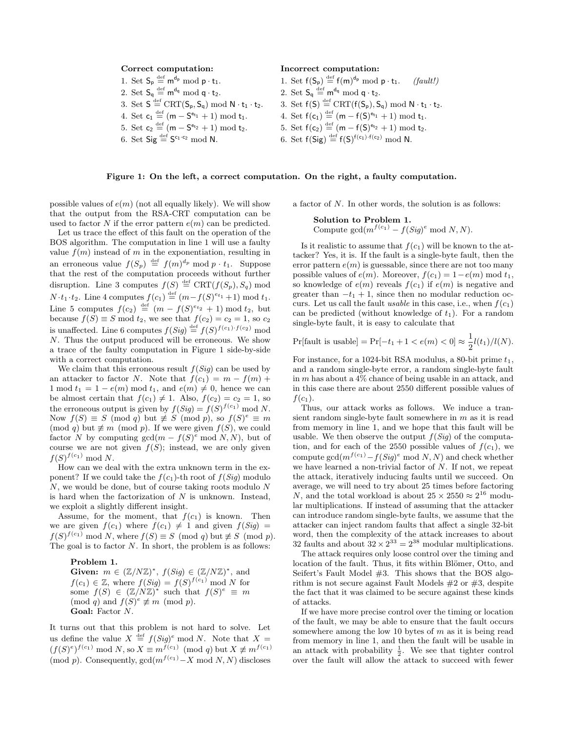**Correct computation:**

1. Set $\mathsf{S_p} \stackrel{\text{def}}{=} \mathsf{m}^{\mathsf{d_p}} \bmod \mathsf{p} \cdot \mathsf{t_1}$.
2. Set $\mathsf{S_q} \stackrel{\text{def}}{=} \mathsf{m}^{\mathsf{d_q}} \bmod \mathsf{q} \cdot \mathsf{t_2}$.
3. Set $\mathsf{S} \stackrel{\text{def}}{=} \mathrm{CRT}(\mathsf{S_p}, \mathsf{S_q}) \bmod \mathsf{N} \cdot \mathsf{t_1} \cdot \mathsf{t_2}$.
4. Set $\mathsf{c_1} \stackrel{\text{def}}{=} (\mathsf{m} - \mathsf{S}^{\mathsf{e_{t_1}}} + 1) \bmod \mathsf{t_1}$.
5. Set $\mathsf{c_2} \stackrel{\text{def}}{=} (\mathsf{m} - \mathsf{S}^{\mathsf{e_{t_2}}} + 1) \bmod \mathsf{t_2}$.
6. Set $\mathsf{Sig} \stackrel{\text{def}}{=} \mathsf{S}^{\mathsf{c_1} \cdot \mathsf{c_2}} \bmod \mathsf{N}$.

**Incorrect computation:**

1. Set $\mathsf{f(S_p)} \stackrel{\text{def}}{=} \mathsf{f(m)}^{\mathsf{d_p}} \bmod \mathsf{p} \cdot \mathsf{t_1}$. *(fault!)*
2. Set $\mathsf{S_q} \stackrel{\text{def}}{=} \mathsf{m}^{\mathsf{d_q}} \bmod \mathsf{q} \cdot \mathsf{t_2}$.
3. Set $\mathsf{f(S)} \stackrel{\text{def}}{=} \mathrm{CRT}(\mathsf{f(S_p)}, \mathsf{S_q}) \bmod \mathsf{N} \cdot \mathsf{t_1} \cdot \mathsf{t_2}$.
4. Set $\mathsf{f(c_1)} \stackrel{\text{def}}{=} (\mathsf{m} - \mathsf{f(S)}^{\mathsf{e_{t_1}}} + 1) \bmod \mathsf{t_1}$.
5. Set $\mathsf{f(c_2)} \stackrel{\text{def}}{=} (\mathsf{m} - \mathsf{f(S)}^{\mathsf{e_{t_2}}} + 1) \bmod \mathsf{t_2}$.
6. Set $\mathsf{f(Sig)} \stackrel{\text{def}}{=} \mathsf{f(S)}^{\mathsf{f(c_1)} \cdot \mathsf{f(c_2)}} \bmod \mathsf{N}$.

**Figure 1: On the left, a correct computation. On the right, a faulty computation.**

possible values of $e(m)$ (not all equally likely). We will show that the output from the RSA-CRT computation can be used to factor $N$ if the error pattern $e(m)$ can be predicted.

Let us trace the effect of this fault on the operation of the BOS algorithm. The computation in line 1 will use a faulty value $f(m)$ instead of $m$ in the exponentiation, resulting in an erroneous value $f(S_p) \stackrel{\text{def}}{=} f(m)^{d_p} \bmod p \cdot t_1$. Suppose that the rest of the computation proceeds without further disruption. Line 3 computes $f(S) \stackrel{\text{def}}{=} \mathrm{CRT}(f(S_p), S_q) \bmod N \cdot t_1 \cdot t_2$. Line 4 computes $f(c_1) \stackrel{\text{def}}{=} (m - f(S)^{e_{t_1}} + 1) \bmod t_1$. Line 5 computes $f(c_2) \stackrel{\text{def}}{=} (m - f(S)^{e_{t_2}} + 1) \bmod t_2$, but because $f(S) \equiv S \bmod t_2$, we see that $f(c_2) = c_2 = 1$, so $c_2$ is unaffected. Line 6 computes $f(Sig) \stackrel{\text{def}}{=} f(S)^{f(c_1) \cdot f(c_2)} \bmod N$. Thus the output produced will be erroneous. We show a trace of the faulty computation in Figure 1 side-by-side with a correct computation.

We claim that this erroneous result $f(Sig)$ can be used by an attacker to factor $N$. Note that $f(c_1) = m - f(m) + 1 \bmod t_1 = 1 - e(m) \bmod t_1$, and $e(m) \neq 0$, hence we can be almost certain that $f(c_1) \neq 1$. Also, $f(c_2) = c_2 = 1$, so the erroneous output is given by $f(Sig) = f(S)^{f(c_1)} \bmod N$. Now $f(S) \equiv S \pmod q$ but $\not\equiv S \pmod p$, so $f(S)^e \equiv m \pmod q$ but $\not\equiv m \pmod p$. If we were given $f(S)$, we could factor $N$ by computing $\gcd(m - f(S)^e \bmod N, N)$, but of course we are not given $f(S)$; instead, we are only given $f(S)^{f(c_1)} \bmod N$.

How can we deal with the extra unknown term in the exponent? If we could take the $f(c_1)$-th root of $f(Sig)$ modulo $N$, we would be done, but of course taking roots modulo $N$ is hard when the factorization of $N$ is unknown. Instead, we exploit a slightly different insight.

Assume, for the moment, that $f(c_1)$ is known. Then we are given $f(c_1)$ where $f(c_1) \neq 1$ and given $f(Sig) = f(S)^{f(c_1)} \bmod N$, where $f(S) \equiv S \pmod q$ but $\not\equiv S \pmod p$. The goal is to factor $N$. In short, the problem is as follows:

> **Problem 1.**
> **Given:** $m \in (\mathbb{Z}/N\mathbb{Z})^*$, $f(Sig) \in (\mathbb{Z}/N\mathbb{Z})^*$, and $f(c_1) \in \mathbb{Z}$, where $f(Sig) = f(S)^{f(c_1)} \bmod N$ for some $f(S) \in (\mathbb{Z}/N\mathbb{Z})^*$ such that $f(S)^e \equiv m \pmod q$ and $f(S)^e \not\equiv m \pmod p$.
> **Goal:** Factor $N$.

It turns out that this problem is not hard to solve. Let us define the value $X \stackrel{\text{def}}{=} f(Sig)^e \bmod N$. Note that $X = (f(S)^e)^{f(c_1)} \bmod N$, so $X \equiv m^{f(c_1)} \pmod q$ but $X \not\equiv m^{f(c_1)} \pmod p$. Consequently, $\gcd(m^{f(c_1)} - X \bmod N, N)$ discloses a factor of $N$. In other words, the solution is as follows:

> **Solution to Problem 1.**
> Compute $\gcd(m^{f(c_1)} - f(Sig)^e \bmod N, N)$.

Is it realistic to assume that $f(c_1)$ will be known to the attacker? Yes, it is. If the fault is a single-byte fault, then the error pattern $e(m)$ is guessable, since there are not too many possible values of $e(m)$. Moreover, $f(c_1) = 1 - e(m) \bmod t_1$, so knowledge of $e(m)$ reveals $f(c_1)$ if $e(m)$ is negative and greater than $-t_1 + 1$, since then no modular reduction occurs. Let us call the fault *usable* in this case, i.e., when $f(c_1)$ can be predicted (without knowledge of $t_1$). For a random single-byte fault, it is easy to calculate that

$$\Pr[\text{fault is usable}] = \Pr[-t_1 + 1 < e(m) < 0] \approx \frac{1}{2} l(t_1)/l(N).$$

For instance, for a 1024-bit RSA modulus, a 80-bit prime $t_1$, and a random single-byte error, a random single-byte fault in $m$ has about a 4% chance of being usable in an attack, and in this case there are about 2550 different possible values of $f(c_1)$.

Thus, our attack works as follows. We induce a transient random single-byte fault somewhere in $m$ as it is read from memory in line 1, and we hope that this fault will be usable. We then observe the output $f(Sig)$ of the computation, and for each of the 2550 possible values of $f(c_1)$, we compute $\gcd(m^{f(c_1)} - f(Sig)^e \bmod N, N)$ and check whether we have learned a non-trivial factor of $N$. If not, we repeat the attack, iteratively inducing faults until we succeed. On average, we will need to try about 25 times before factoring $N$, and the total workload is about $25 \times 2550 \approx 2^{16}$ modular multiplications. If instead of assuming that the attacker can introduce random single-byte faults, we assume that the attacker can inject random faults that affect a single 32-bit word, then the complexity of the attack increases to about 32 faults and about $32 \times 2^{33} = 2^{38}$ modular multiplications.

The attack requires only loose control over the timing and location of the fault. Thus, it fits within Blömer, Otto, and Seifert's Fault Model #3. This shows that the BOS algorithm is not secure against Fault Models #2 or #3, despite the fact that it was claimed to be secure against these kinds of attacks.

If we have more precise control over the timing or location of the fault, we may be able to ensure that the fault occurs somewhere among the low 10 bytes of $m$ as it is being read from memory in line 1, and then the fault will be usable in an attack with probability $\frac{1}{2}$. We see that tighter control over the fault will allow the attack to succeed with fewer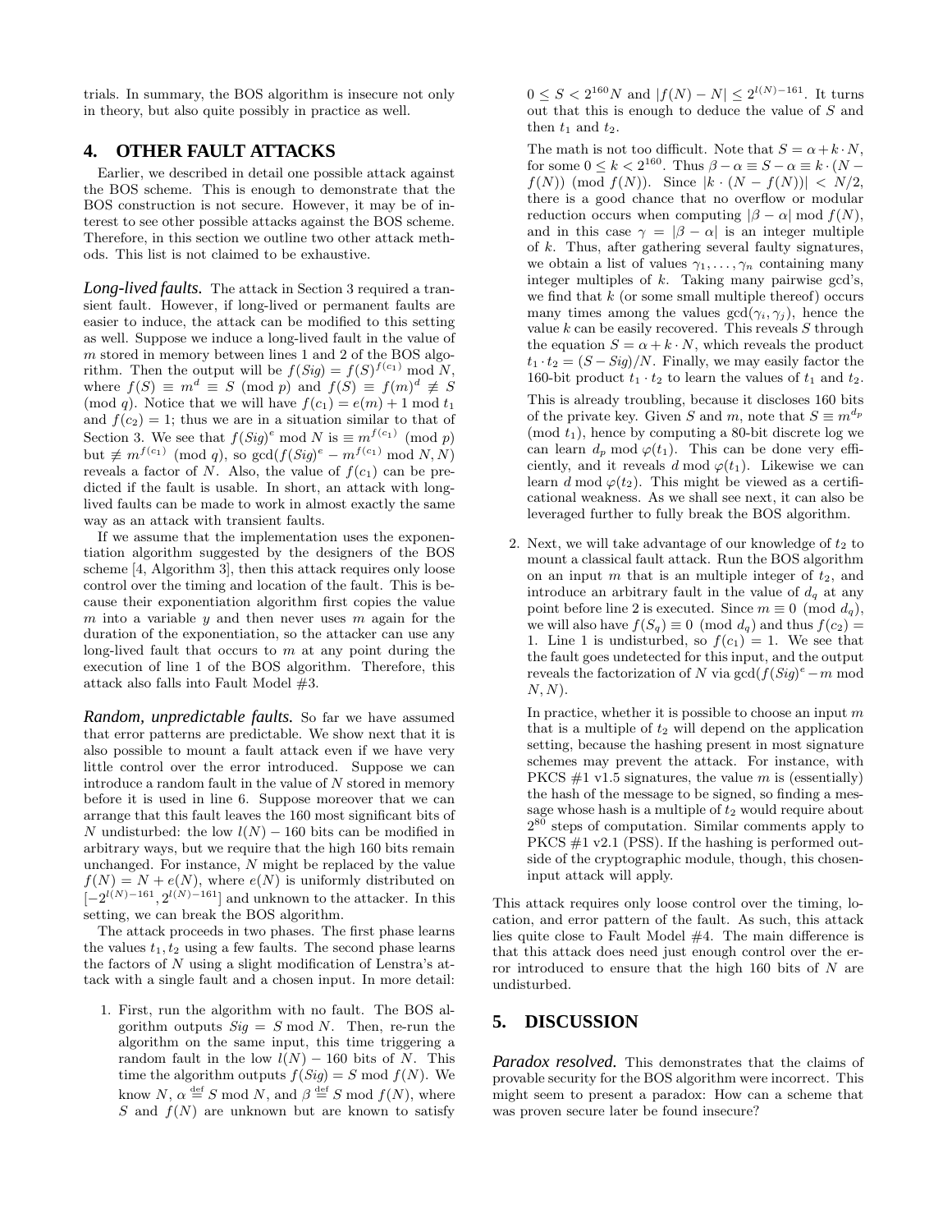trials. In summary, the BOS algorithm is insecure not only in theory, but also quite possibly in practice as well.

## 4. OTHER FAULT ATTACKS

Earlier, we described in detail one possible attack against the BOS scheme. This is enough to demonstrate that the BOS construction is not secure. However, it may be of interest to see other possible attacks against the BOS scheme. Therefore, in this section we outline two other attack methods. This list is not claimed to be exhaustive.

***Long-lived faults.*** The attack in Section 3 required a transient fault. However, if long-lived or permanent faults are easier to induce, the attack can be modified to this setting as well. Suppose we induce a long-lived fault in the value of $m$ stored in memory between lines 1 and 2 of the BOS algorithm. Then the output will be $f(Sig) = f(S)^{f(c_1)} \bmod N$, where $f(S) \equiv m^d \equiv S \pmod p$ and $f(S) \equiv f(m)^d \not\equiv S \pmod q$. Notice that we will have $f(c_1) = e(m) + 1 \bmod t_1$ and $f(c_2) = 1$; thus we are in a situation similar to that of Section 3. We see that $f(Sig)^e \bmod N$ is $\equiv m^{f(c_1)} \pmod p$ but $\not\equiv m^{f(c_1)} \pmod q$, so $\gcd(f(Sig)^e - m^{f(c_1)} \bmod N, N)$ reveals a factor of $N$. Also, the value of $f(c_1)$ can be predicted if the fault is usable. In short, an attack with long-lived faults can be made to work in almost exactly the same way as an attack with transient faults.

If we assume that the implementation uses the exponentiation algorithm suggested by the designers of the BOS scheme [4, Algorithm 3], then this attack requires only loose control over the timing and location of the fault. This is because their exponentiation algorithm first copies the value $m$ into a variable $y$ and then never uses $m$ again for the duration of the exponentiation, so the attacker can use any long-lived fault that occurs to $m$ at any point during the execution of line 1 of the BOS algorithm. Therefore, this attack also falls into Fault Model #3.

***Random, unpredictable faults.*** So far we have assumed that error patterns are predictable. We show next that it is also possible to mount a fault attack even if we have very little control over the error introduced. Suppose we can introduce a random fault in the value of $N$ stored in memory before it is used in line 6. Suppose moreover that we can arrange that this fault leaves the 160 most significant bits of $N$ undisturbed: the low $l(N) - 160$ bits can be modified in arbitrary ways, but we require that the high 160 bits remain unchanged. For instance, $N$ might be replaced by the value $f(N) = N + e(N)$, where $e(N)$ is uniformly distributed on $[-2^{l(N)-161}, 2^{l(N)-161}]$ and unknown to the attacker. In this setting, we can break the BOS algorithm.

The attack proceeds in two phases. The first phase learns the values $t_1, t_2$ using a few faults. The second phase learns the factors of $N$ using a slight modification of Lenstra's attack with a single fault and a chosen input. In more detail:

1. First, run the algorithm with no fault. The BOS algorithm outputs $Sig = S \bmod N$. Then, re-run the algorithm on the same input, this time triggering a random fault in the low $l(N) - 160$ bits of $N$. This time the algorithm outputs $f(Sig) = S \bmod f(N)$. We know $N$, $\alpha \stackrel{\text{def}}{=} S \bmod N$, and $\beta \stackrel{\text{def}}{=} S \bmod f(N)$, where $S$ and $f(N)$ are unknown but are known to satisfy $0 \le S < 2^{160}N$ and $|f(N) - N| \le 2^{l(N)-161}$. It turns out that this is enough to deduce the value of $S$ and then $t_1$ and $t_2$.

   The math is not too difficult. Note that $S = \alpha + k \cdot N$, for some $0 \le k < 2^{160}$. Thus $\beta - \alpha \equiv S - \alpha \equiv k \cdot (N - f(N)) \pmod{f(N)}$. Since $|k \cdot (N - f(N))| < N/2$, there is a good chance that no overflow or modular reduction occurs when computing $|\beta - \alpha| \bmod f(N)$, and in this case $\gamma = |\beta - \alpha|$ is an integer multiple of $k$. Thus, after gathering several faulty signatures, we obtain a list of values $\gamma_1, \ldots, \gamma_n$ containing many integer multiples of $k$. Taking many pairwise gcd's, we find that $k$ (or some small multiple thereof) occurs many times among the values $\gcd(\gamma_i, \gamma_j)$, hence the value $k$ can be easily recovered. This reveals $S$ through the equation $S = \alpha + k \cdot N$, which reveals the product $t_1 \cdot t_2 = (S - Sig)/N$. Finally, we may easily factor the 160-bit product $t_1 \cdot t_2$ to learn the values of $t_1$ and $t_2$.

   This is already troubling, because it discloses 160 bits of the private key. Given $S$ and $m$, note that $S \equiv m^{d_p} \pmod{t_1}$, hence by computing a 80-bit discrete log we can learn $d_p \bmod \varphi(t_1)$. This can be done very efficiently, and it reveals $d \bmod \varphi(t_1)$. Likewise we can learn $d \bmod \varphi(t_2)$. This might be viewed as a certificational weakness. As we shall see next, it can also be leveraged further to fully break the BOS algorithm.

2. Next, we will take advantage of our knowledge of $t_2$ to mount a classical fault attack. Run the BOS algorithm on an input $m$ that is an multiple integer of $t_2$, and introduce an arbitrary fault in the value of $d_q$ at any point before line 2 is executed. Since $m \equiv 0 \pmod{d_q}$, we will also have $f(S_q) \equiv 0 \pmod{d_q}$ and thus $f(c_2) = 1$. Line 1 is undisturbed, so $f(c_1) = 1$. We see that the fault goes undetected for this input, and the output reveals the factorization of $N$ via $\gcd(f(Sig)^e - m \bmod N, N)$.

   In practice, whether it is possible to choose an input $m$ that is a multiple of $t_2$ will depend on the application setting, because the hashing present in most signature schemes may prevent the attack. For instance, with PKCS #1 v1.5 signatures, the value $m$ is (essentially) the hash of the message to be signed, so finding a message whose hash is a multiple of $t_2$ would require about $2^{80}$ steps of computation. Similar comments apply to PKCS #1 v2.1 (PSS). If the hashing is performed outside of the cryptographic module, though, this chosen-input attack will apply.

This attack requires only loose control over the timing, location, and error pattern of the fault. As such, this attack lies quite close to Fault Model #4. The main difference is that this attack does need just enough control over the error introduced to ensure that the high 160 bits of $N$ are undisturbed.

## 5. DISCUSSION

***Paradox resolved.*** This demonstrates that the claims of provable security for the BOS algorithm were incorrect. This might seem to present a paradox: How can a scheme that was proven secure later be found insecure?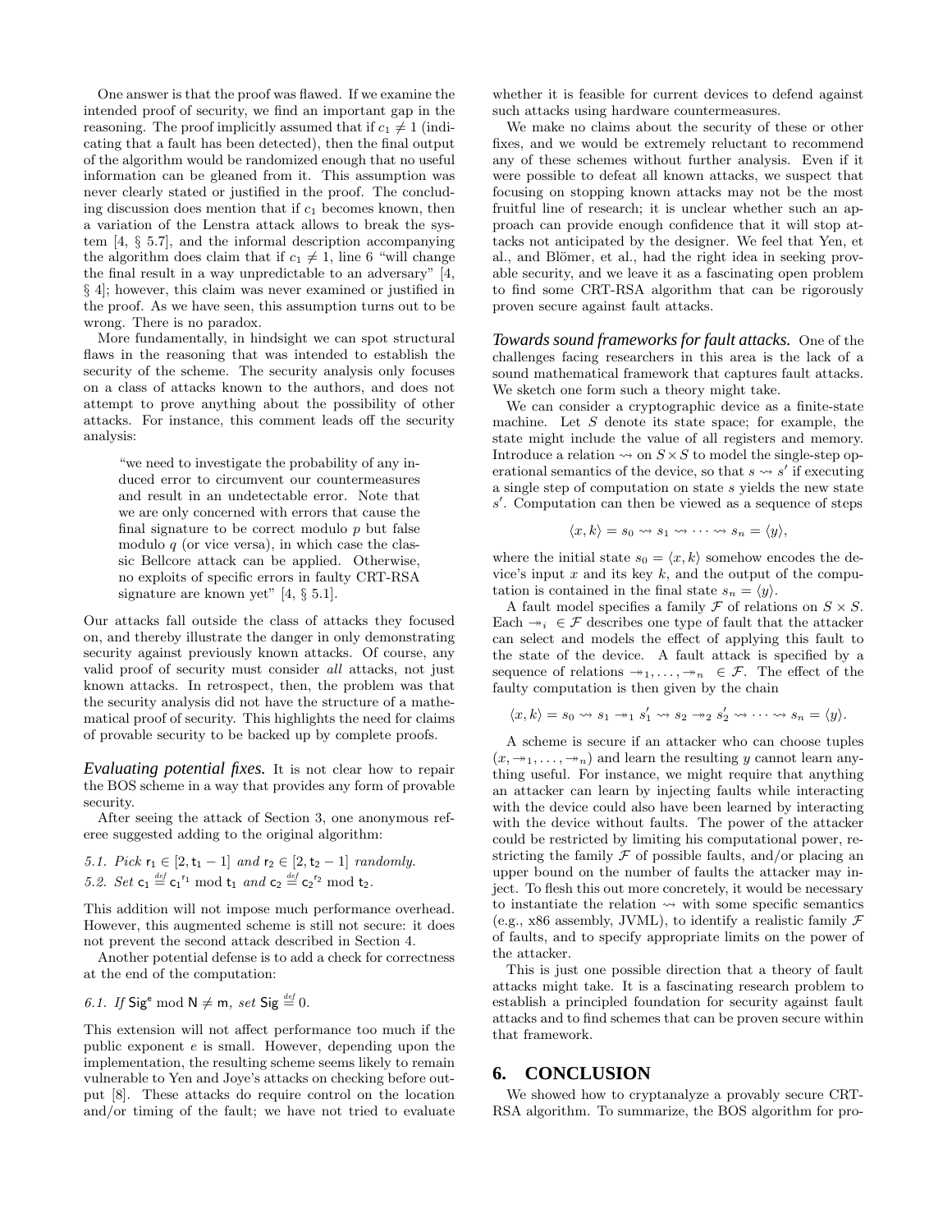One answer is that the proof was flawed. If we examine the intended proof of security, we find an important gap in the reasoning. The proof implicitly assumed that if $c_1 \neq 1$ (indicating that a fault has been detected), then the final output of the algorithm would be randomized enough that no useful information can be gleaned from it. This assumption was never clearly stated or justified in the proof. The concluding discussion does mention that if $c_1$ becomes known, then a variation of the Lenstra attack allows to break the system [4, § 5.7], and the informal description accompanying the algorithm does claim that if $c_1 \neq 1$, line 6 "will change the final result in a way unpredictable to an adversary" [4, § 4]; however, this claim was never examined or justified in the proof. As we have seen, this assumption turns out to be wrong. There is no paradox.

More fundamentally, in hindsight we can spot structural flaws in the reasoning that was intended to establish the security of the scheme. The security analysis only focuses on a class of attacks known to the authors, and does not attempt to prove anything about the possibility of other attacks. For instance, this comment leads off the security analysis:

> "we need to investigate the probability of any induced error to circumvent our countermeasures and result in an undetectable error. Note that we are only concerned with errors that cause the final signature to be correct modulo $p$ but false modulo $q$ (or vice versa), in which case the classic Bellcore attack can be applied. Otherwise, no exploits of specific errors in faulty CRT-RSA signature are known yet" [4, § 5.1].

Our attacks fall outside the class of attacks they focused on, and thereby illustrate the danger in only demonstrating security against previously known attacks. Of course, any valid proof of security must consider *all* attacks, not just known attacks. In retrospect, then, the problem was that the security analysis did not have the structure of a mathematical proof of security. This highlights the need for claims of provable security to be backed up by complete proofs.

***Evaluating potential fixes.*** It is not clear how to repair the BOS scheme in a way that provides any form of provable security.

After seeing the attack of Section 3, one anonymous referee suggested adding to the original algorithm:

*5.1. Pick* $\mathsf{r}_1 \in [2, \mathsf{t}_1 - 1]$ *and* $\mathsf{r}_2 \in [2, \mathsf{t}_2 - 1]$ *randomly.*
*5.2. Set* $\mathsf{c}_1 \stackrel{def}{=} \mathsf{c}_1{}^{\mathsf{r}_1} \bmod \mathsf{t}_1$ *and* $\mathsf{c}_2 \stackrel{def}{=} \mathsf{c}_2{}^{\mathsf{r}_2} \bmod \mathsf{t}_2$.

This addition will not impose much performance overhead. However, this augmented scheme is still not secure: it does not prevent the second attack described in Section 4.

Another potential defense is to add a check for correctness at the end of the computation:

*6.1. If* $\mathsf{Sig}^{\mathsf{e}} \bmod \mathsf{N} \neq \mathsf{m}$*, set* $\mathsf{Sig} \stackrel{def}{=} 0$.

This extension will not affect performance too much if the public exponent $e$ is small. However, depending upon the implementation, the resulting scheme seems likely to remain vulnerable to Yen and Joye's attacks on checking before output [8]. These attacks do require control on the location and/or timing of the fault; we have not tried to evaluate whether it is feasible for current devices to defend against such attacks using hardware countermeasures.

We make no claims about the security of these or other fixes, and we would be extremely reluctant to recommend any of these schemes without further analysis. Even if it were possible to defeat all known attacks, we suspect that focusing on stopping known attacks may not be the most fruitful line of research; it is unclear whether such an approach can provide enough confidence that it will stop attacks not anticipated by the designer. We feel that Yen, et al., and Blömer, et al., had the right idea in seeking provable security, and we leave it as a fascinating open problem to find some CRT-RSA algorithm that can be rigorously proven secure against fault attacks.

***Towards sound frameworks for fault attacks.*** One of the challenges facing researchers in this area is the lack of a sound mathematical framework that captures fault attacks. We sketch one form such a theory might take.

We can consider a cryptographic device as a finite-state machine. Let $S$ denote its state space; for example, the state might include the value of all registers and memory. Introduce a relation $\rightsquigarrow$ on $S \times S$ to model the single-step operational semantics of the device, so that $s \rightsquigarrow s'$ if executing a single step of computation on state $s$ yields the new state $s'$. Computation can then be viewed as a sequence of steps

$$\langle x, k \rangle = s_0 \rightsquigarrow s_1 \rightsquigarrow \cdots \rightsquigarrow s_n = \langle y \rangle,$$

where the initial state $s_0 = \langle x, k \rangle$ somehow encodes the device's input $x$ and its key $k$, and the output of the computation is contained in the final state $s_n = \langle y \rangle$.

A fault model specifies a family $\mathcal{F}$ of relations on $S \times S$. Each $\twoheadrightarrow_i \in \mathcal{F}$ describes one type of fault that the attacker can select and models the effect of applying this fault to the state of the device. A fault attack is specified by a sequence of relations $\twoheadrightarrow_1, \ldots, \twoheadrightarrow_n \in \mathcal{F}$. The effect of the faulty computation is then given by the chain

$$\langle x, k \rangle = s_0 \rightsquigarrow s_1 \twoheadrightarrow_1 s_1' \rightsquigarrow s_2 \twoheadrightarrow_2 s_2' \rightsquigarrow \cdots \rightsquigarrow s_n = \langle y \rangle.$$

A scheme is secure if an attacker who can choose tuples $(x, \twoheadrightarrow_1, \ldots, \twoheadrightarrow_n)$ and learn the resulting $y$ cannot learn anything useful. For instance, we might require that anything an attacker can learn by injecting faults while interacting with the device could also have been learned by interacting with the device without faults. The power of the attacker could be restricted by limiting his computational power, restricting the family $\mathcal{F}$ of possible faults, and/or placing an upper bound on the number of faults the attacker may inject. To flesh this out more concretely, it would be necessary to instantiate the relation $\rightsquigarrow$ with some specific semantics (e.g., x86 assembly, JVML), to identify a realistic family $\mathcal{F}$ of faults, and to specify appropriate limits on the power of the attacker.

This is just one possible direction that a theory of fault attacks might take. It is a fascinating research problem to establish a principled foundation for security against fault attacks and to find schemes that can be proven secure within that framework.

## 6. CONCLUSION

We showed how to cryptanalyze a provably secure CRT-RSA algorithm. To summarize, the BOS algorithm for pro-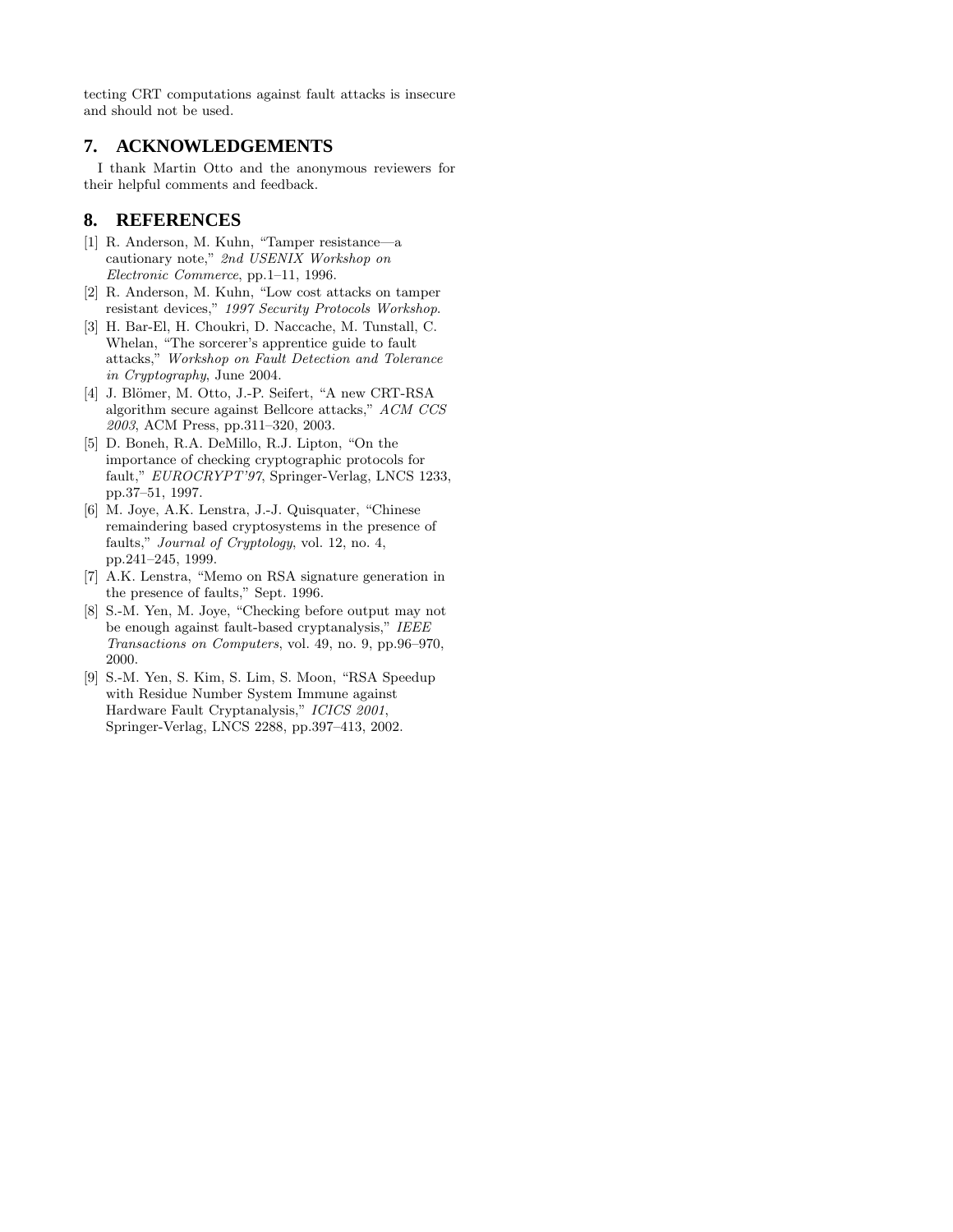tecting CRT computations against fault attacks is insecure and should not be used.

## 7. ACKNOWLEDGEMENTS

I thank Martin Otto and the anonymous reviewers for their helpful comments and feedback.

## 8. REFERENCES

[1] R. Anderson, M. Kuhn, "Tamper resistance—a cautionary note," *2nd USENIX Workshop on Electronic Commerce*, pp.1–11, 1996.

[2] R. Anderson, M. Kuhn, "Low cost attacks on tamper resistant devices," *1997 Security Protocols Workshop*.

[3] H. Bar-El, H. Choukri, D. Naccache, M. Tunstall, C. Whelan, "The sorcerer's apprentice guide to fault attacks," *Workshop on Fault Detection and Tolerance in Cryptography*, June 2004.

[4] J. Blömer, M. Otto, J.-P. Seifert, "A new CRT-RSA algorithm secure against Bellcore attacks," *ACM CCS 2003*, ACM Press, pp.311–320, 2003.

[5] D. Boneh, R.A. DeMillo, R.J. Lipton, "On the importance of checking cryptographic protocols for fault," *EUROCRYPT'97*, Springer-Verlag, LNCS 1233, pp.37–51, 1997.

[6] M. Joye, A.K. Lenstra, J.-J. Quisquater, "Chinese remaindering based cryptosystems in the presence of faults," *Journal of Cryptology*, vol. 12, no. 4, pp.241–245, 1999.

[7] A.K. Lenstra, "Memo on RSA signature generation in the presence of faults," Sept. 1996.

[8] S.-M. Yen, M. Joye, "Checking before output may not be enough against fault-based cryptanalysis," *IEEE Transactions on Computers*, vol. 49, no. 9, pp.96–970, 2000.

[9] S.-M. Yen, S. Kim, S. Lim, S. Moon, "RSA Speedup with Residue Number System Immune against Hardware Fault Cryptanalysis," *ICICS 2001*, Springer-Verlag, LNCS 2288, pp.397–413, 2002.